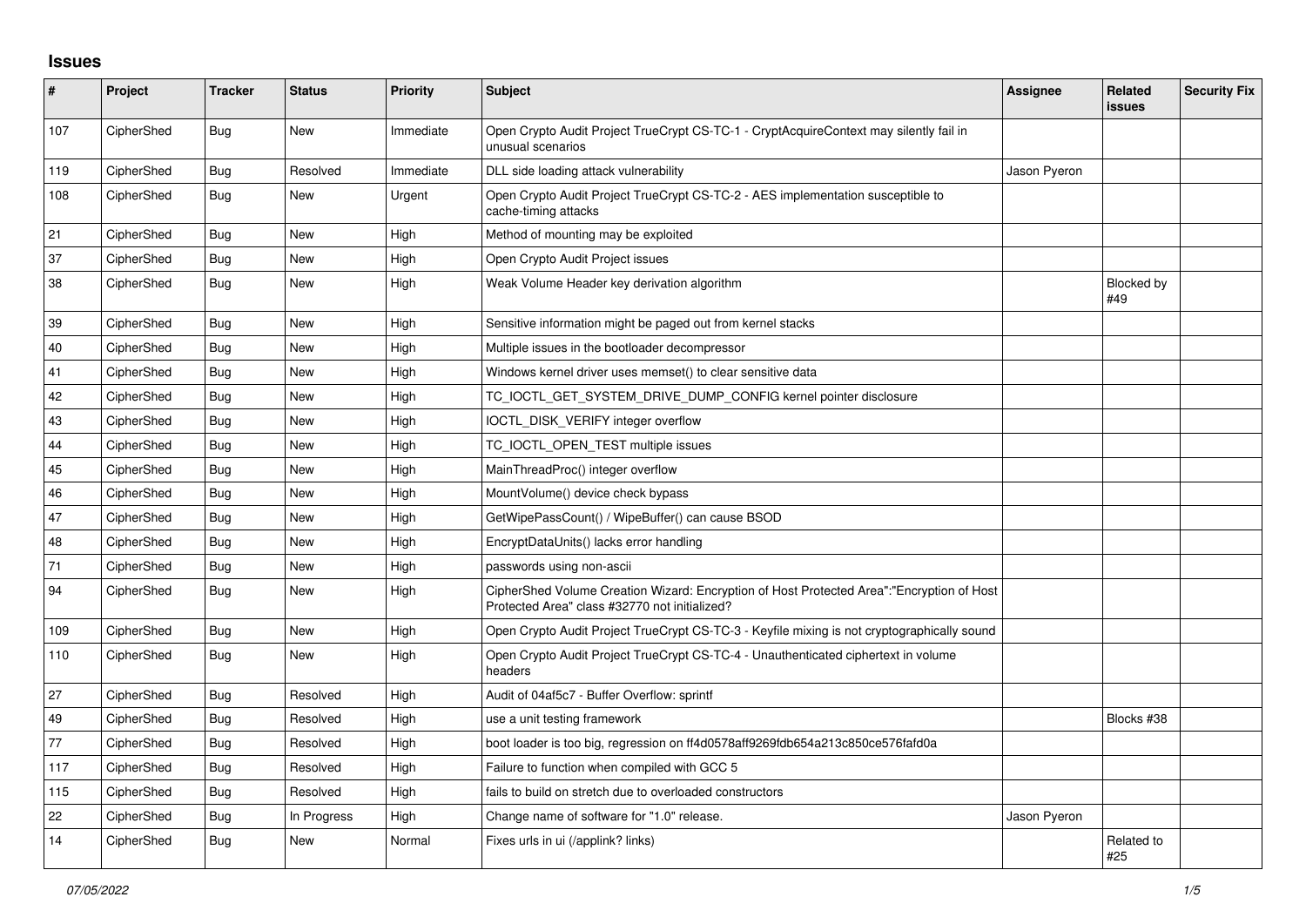## Issues

| # | Project | Tracker | Status | Priority | Subject | Assignee | Related issues | Security Fix |
|---|---|---|---|---|---|---|---|---|
| 107 | CipherShed | Bug | New | Immediate | Open Crypto Audit Project TrueCrypt CS-TC-1 - CryptAcquireContext may silently fail in unusual scenarios | | | |
| 119 | CipherShed | Bug | Resolved | Immediate | DLL side loading attack vulnerability | Jason Pyeron | | |
| 108 | CipherShed | Bug | New | Urgent | Open Crypto Audit Project TrueCrypt CS-TC-2 - AES implementation susceptible to cache-timing attacks | | | |
| 21 | CipherShed | Bug | New | High | Method of mounting may be exploited | | | |
| 37 | CipherShed | Bug | New | High | Open Crypto Audit Project issues | | | |
| 38 | CipherShed | Bug | New | High | Weak Volume Header key derivation algorithm | | Blocked by #49 | |
| 39 | CipherShed | Bug | New | High | Sensitive information might be paged out from kernel stacks | | | |
| 40 | CipherShed | Bug | New | High | Multiple issues in the bootloader decompressor | | | |
| 41 | CipherShed | Bug | New | High | Windows kernel driver uses memset() to clear sensitive data | | | |
| 42 | CipherShed | Bug | New | High | TC_IOCTL_GET_SYSTEM_DRIVE_DUMP_CONFIG kernel pointer disclosure | | | |
| 43 | CipherShed | Bug | New | High | IOCTL_DISK_VERIFY integer overflow | | | |
| 44 | CipherShed | Bug | New | High | TC_IOCTL_OPEN_TEST multiple issues | | | |
| 45 | CipherShed | Bug | New | High | MainThreadProc() integer overflow | | | |
| 46 | CipherShed | Bug | New | High | MountVolume() device check bypass | | | |
| 47 | CipherShed | Bug | New | High | GetWipePassCount() / WipeBuffer() can cause BSOD | | | |
| 48 | CipherShed | Bug | New | High | EncryptDataUnits() lacks error handling | | | |
| 71 | CipherShed | Bug | New | High | passwords using non-ascii | | | |
| 94 | CipherShed | Bug | New | High | CipherShed Volume Creation Wizard: Encryption of Host Protected Area":"Encryption of Host Protected Area" class #32770 not initialized? | | | |
| 109 | CipherShed | Bug | New | High | Open Crypto Audit Project TrueCrypt CS-TC-3 - Keyfile mixing is not cryptographically sound | | | |
| 110 | CipherShed | Bug | New | High | Open Crypto Audit Project TrueCrypt CS-TC-4 - Unauthenticated ciphertext in volume headers | | | |
| 27 | CipherShed | Bug | Resolved | High | Audit of 04af5c7 - Buffer Overflow: sprintf | | | |
| 49 | CipherShed | Bug | Resolved | High | use a unit testing framework | | Blocks #38 | |
| 77 | CipherShed | Bug | Resolved | High | boot loader is too big, regression on ff4d0578aff9269fdb654a213c850ce576fafd0a | | | |
| 117 | CipherShed | Bug | Resolved | High | Failure to function when compiled with GCC 5 | | | |
| 115 | CipherShed | Bug | Resolved | High | fails to build on stretch due to overloaded constructors | | | |
| 22 | CipherShed | Bug | In Progress | High | Change name of software for "1.0" release. | Jason Pyeron | | |
| 14 | CipherShed | Bug | New | Normal | Fixes urls in ui (/applink? links) | | Related to #25 | |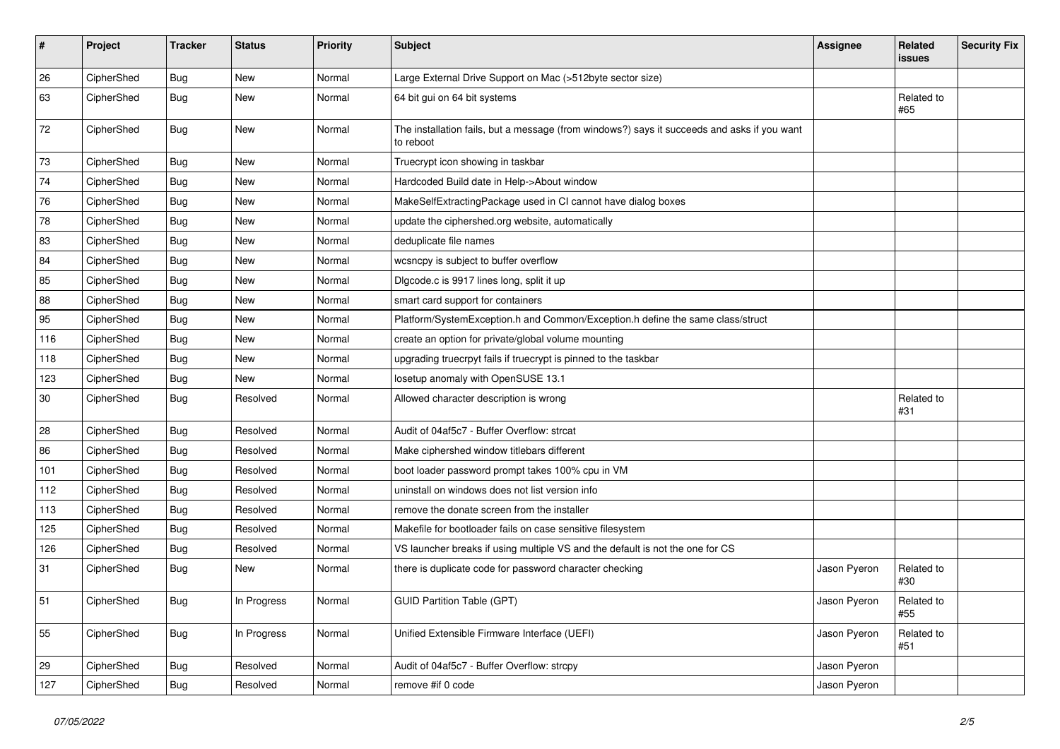| # | Project | Tracker | Status | Priority | Subject | Assignee | Related issues | Security Fix |
|---|---|---|---|---|---|---|---|---|
| 26 | CipherShed | Bug | New | Normal | Large External Drive Support on Mac (>512byte sector size) | | | |
| 63 | CipherShed | Bug | New | Normal | 64 bit gui on 64 bit systems | | Related to #65 | |
| 72 | CipherShed | Bug | New | Normal | The installation fails, but a message (from windows?) says it succeeds and asks if you want to reboot | | | |
| 73 | CipherShed | Bug | New | Normal | Truecrypt icon showing in taskbar | | | |
| 74 | CipherShed | Bug | New | Normal | Hardcoded Build date in Help->About window | | | |
| 76 | CipherShed | Bug | New | Normal | MakeSelfExtractingPackage used in CI cannot have dialog boxes | | | |
| 78 | CipherShed | Bug | New | Normal | update the ciphershed.org website, automatically | | | |
| 83 | CipherShed | Bug | New | Normal | deduplicate file names | | | |
| 84 | CipherShed | Bug | New | Normal | wcsncpy is subject to buffer overflow | | | |
| 85 | CipherShed | Bug | New | Normal | Dlgcode.c is 9917 lines long, split it up | | | |
| 88 | CipherShed | Bug | New | Normal | smart card support for containers | | | |
| 95 | CipherShed | Bug | New | Normal | Platform/SystemException.h and Common/Exception.h define the same class/struct | | | |
| 116 | CipherShed | Bug | New | Normal | create an option for private/global volume mounting | | | |
| 118 | CipherShed | Bug | New | Normal | upgrading truecrpyt fails if truecrypt is pinned to the taskbar | | | |
| 123 | CipherShed | Bug | New | Normal | losetup anomaly with OpenSUSE 13.1 | | | |
| 30 | CipherShed | Bug | Resolved | Normal | Allowed character description is wrong | | Related to #31 | |
| 28 | CipherShed | Bug | Resolved | Normal | Audit of 04af5c7 - Buffer Overflow: strcat | | | |
| 86 | CipherShed | Bug | Resolved | Normal | Make ciphershed window titlebars different | | | |
| 101 | CipherShed | Bug | Resolved | Normal | boot loader password prompt takes 100% cpu in VM | | | |
| 112 | CipherShed | Bug | Resolved | Normal | uninstall on windows does not list version info | | | |
| 113 | CipherShed | Bug | Resolved | Normal | remove the donate screen from the installer | | | |
| 125 | CipherShed | Bug | Resolved | Normal | Makefile for bootloader fails on case sensitive filesystem | | | |
| 126 | CipherShed | Bug | Resolved | Normal | VS launcher breaks if using multiple VS and the default is not the one for CS | | | |
| 31 | CipherShed | Bug | New | Normal | there is duplicate code for password character checking | Jason Pyeron | Related to #30 | |
| 51 | CipherShed | Bug | In Progress | Normal | GUID Partition Table (GPT) | Jason Pyeron | Related to #55 | |
| 55 | CipherShed | Bug | In Progress | Normal | Unified Extensible Firmware Interface (UEFI) | Jason Pyeron | Related to #51 | |
| 29 | CipherShed | Bug | Resolved | Normal | Audit of 04af5c7 - Buffer Overflow: strcpy | Jason Pyeron | | |
| 127 | CipherShed | Bug | Resolved | Normal | remove #if 0 code | Jason Pyeron | | |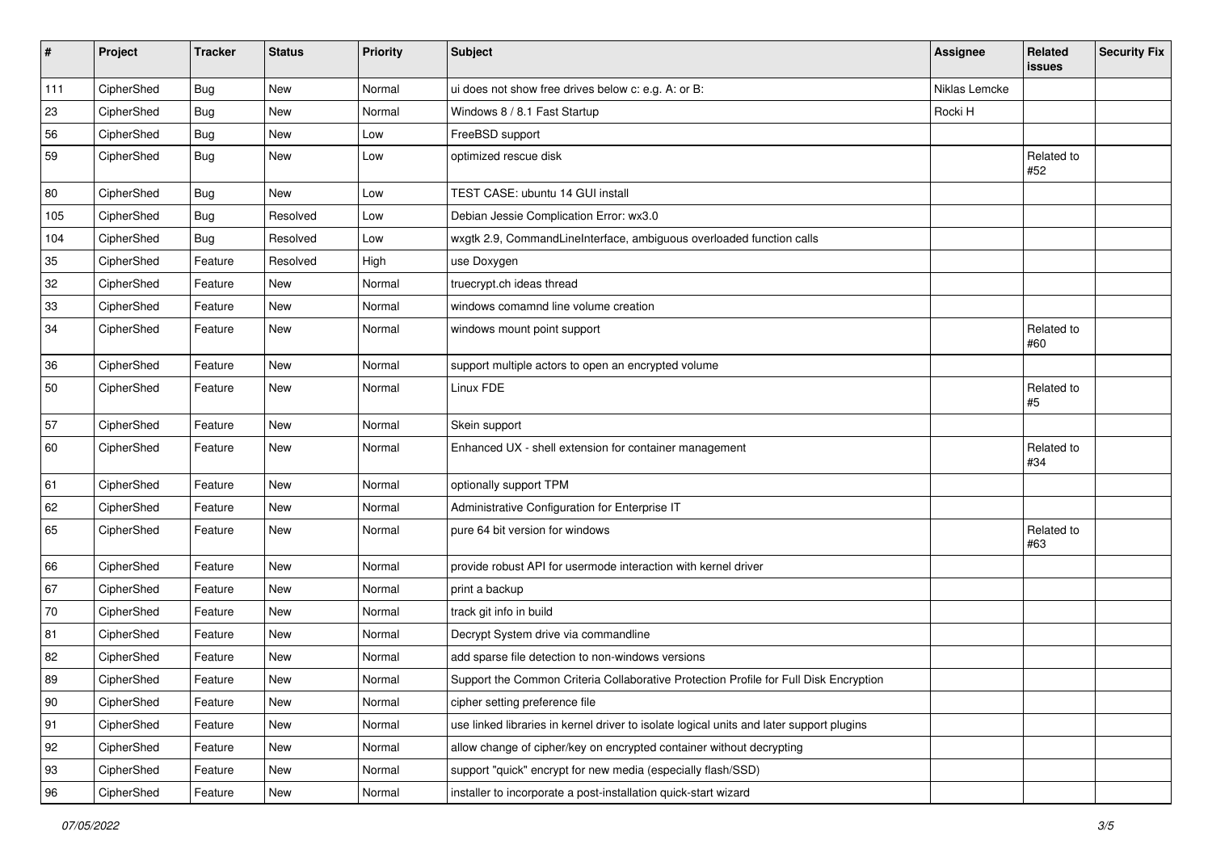| # | Project | Tracker | Status | Priority | Subject | Assignee | Related issues | Security Fix |
|---|---|---|---|---|---|---|---|---|
| 111 | CipherShed | Bug | New | Normal | ui does not show free drives below c: e.g. A: or B: | Niklas Lemcke | | |
| 23 | CipherShed | Bug | New | Normal | Windows 8 / 8.1 Fast Startup | Rocki H | | |
| 56 | CipherShed | Bug | New | Low | FreeBSD support | | | |
| 59 | CipherShed | Bug | New | Low | optimized rescue disk | | Related to #52 | |
| 80 | CipherShed | Bug | New | Low | TEST CASE: ubuntu 14 GUI install | | | |
| 105 | CipherShed | Bug | Resolved | Low | Debian Jessie Complication Error: wx3.0 | | | |
| 104 | CipherShed | Bug | Resolved | Low | wxgtk 2.9, CommandLineInterface, ambiguous overloaded function calls | | | |
| 35 | CipherShed | Feature | Resolved | High | use Doxygen | | | |
| 32 | CipherShed | Feature | New | Normal | truecrypt.ch ideas thread | | | |
| 33 | CipherShed | Feature | New | Normal | windows comamnd line volume creation | | | |
| 34 | CipherShed | Feature | New | Normal | windows mount point support | | Related to #60 | |
| 36 | CipherShed | Feature | New | Normal | support multiple actors to open an encrypted volume | | | |
| 50 | CipherShed | Feature | New | Normal | Linux FDE | | Related to #5 | |
| 57 | CipherShed | Feature | New | Normal | Skein support | | | |
| 60 | CipherShed | Feature | New | Normal | Enhanced UX - shell extension for container management | | Related to #34 | |
| 61 | CipherShed | Feature | New | Normal | optionally support TPM | | | |
| 62 | CipherShed | Feature | New | Normal | Administrative Configuration for Enterprise IT | | | |
| 65 | CipherShed | Feature | New | Normal | pure 64 bit version for windows | | Related to #63 | |
| 66 | CipherShed | Feature | New | Normal | provide robust API for usermode interaction with kernel driver | | | |
| 67 | CipherShed | Feature | New | Normal | print a backup | | | |
| 70 | CipherShed | Feature | New | Normal | track git info in build | | | |
| 81 | CipherShed | Feature | New | Normal | Decrypt System drive via commandline | | | |
| 82 | CipherShed | Feature | New | Normal | add sparse file detection to non-windows versions | | | |
| 89 | CipherShed | Feature | New | Normal | Support the Common Criteria Collaborative Protection Profile for Full Disk Encryption | | | |
| 90 | CipherShed | Feature | New | Normal | cipher setting preference file | | | |
| 91 | CipherShed | Feature | New | Normal | use linked libraries in kernel driver to isolate logical units and later support plugins | | | |
| 92 | CipherShed | Feature | New | Normal | allow change of cipher/key on encrypted container without decrypting | | | |
| 93 | CipherShed | Feature | New | Normal | support "quick" encrypt for new media (especially flash/SSD) | | | |
| 96 | CipherShed | Feature | New | Normal | installer to incorporate a post-installation quick-start wizard | | | |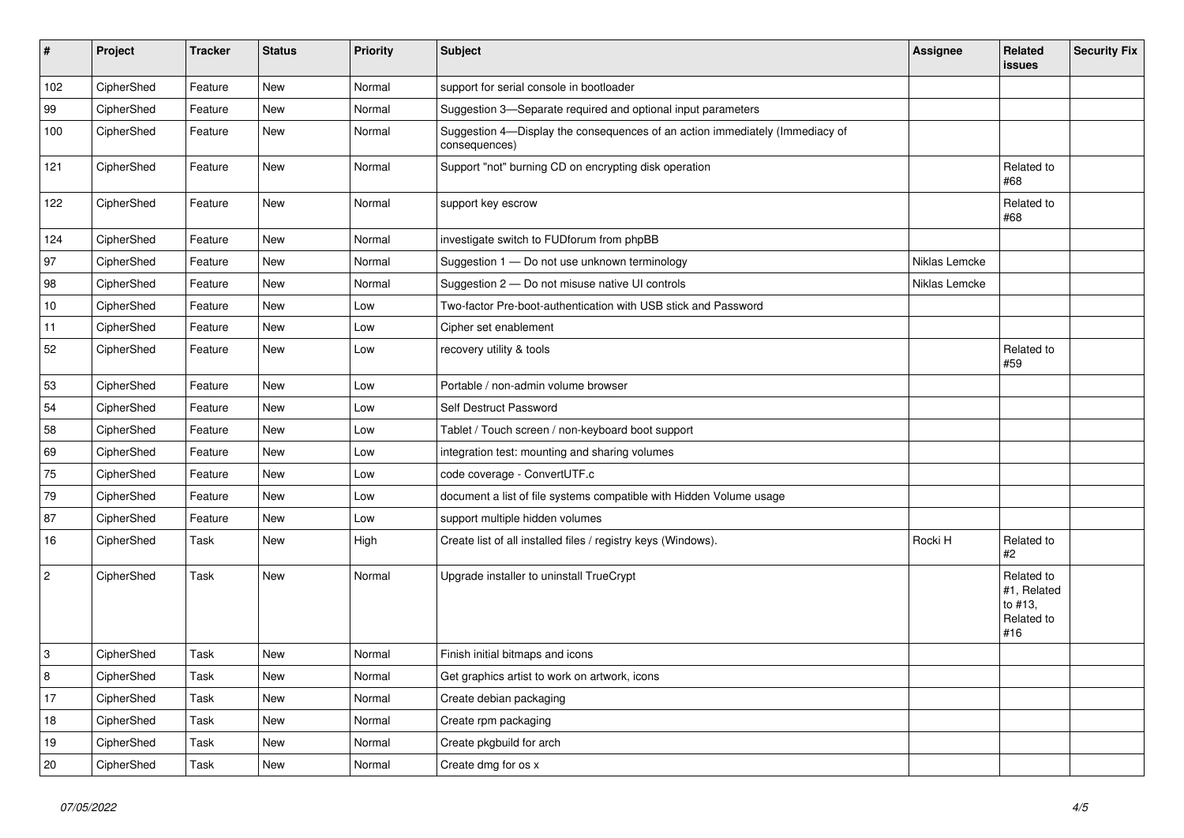| # | Project | Tracker | Status | Priority | Subject | Assignee | Related issues | Security Fix |
|---|---|---|---|---|---|---|---|---|
| 102 | CipherShed | Feature | New | Normal | support for serial console in bootloader | | | |
| 99 | CipherShed | Feature | New | Normal | Suggestion 3—Separate required and optional input parameters | | | |
| 100 | CipherShed | Feature | New | Normal | Suggestion 4—Display the consequences of an action immediately (Immediacy of consequences) | | | |
| 121 | CipherShed | Feature | New | Normal | Support "not" burning CD on encrypting disk operation | | Related to #68 | |
| 122 | CipherShed | Feature | New | Normal | support key escrow | | Related to #68 | |
| 124 | CipherShed | Feature | New | Normal | investigate switch to FUDforum from phpBB | | | |
| 97 | CipherShed | Feature | New | Normal | Suggestion 1 — Do not use unknown terminology | Niklas Lemcke | | |
| 98 | CipherShed | Feature | New | Normal | Suggestion 2 — Do not misuse native UI controls | Niklas Lemcke | | |
| 10 | CipherShed | Feature | New | Low | Two-factor Pre-boot-authentication with USB stick and Password | | | |
| 11 | CipherShed | Feature | New | Low | Cipher set enablement | | | |
| 52 | CipherShed | Feature | New | Low | recovery utility & tools | | Related to #59 | |
| 53 | CipherShed | Feature | New | Low | Portable / non-admin volume browser | | | |
| 54 | CipherShed | Feature | New | Low | Self Destruct Password | | | |
| 58 | CipherShed | Feature | New | Low | Tablet / Touch screen / non-keyboard boot support | | | |
| 69 | CipherShed | Feature | New | Low | integration test: mounting and sharing volumes | | | |
| 75 | CipherShed | Feature | New | Low | code coverage - ConvertUTF.c | | | |
| 79 | CipherShed | Feature | New | Low | document a list of file systems compatible with Hidden Volume usage | | | |
| 87 | CipherShed | Feature | New | Low | support multiple hidden volumes | | | |
| 16 | CipherShed | Task | New | High | Create list of all installed files / registry keys (Windows). | Rocki H | Related to #2 | |
| 2 | CipherShed | Task | New | Normal | Upgrade installer to uninstall TrueCrypt | | Related to #1, Related to #13, Related to #16 | |
| 3 | CipherShed | Task | New | Normal | Finish initial bitmaps and icons | | | |
| 8 | CipherShed | Task | New | Normal | Get graphics artist to work on artwork, icons | | | |
| 17 | CipherShed | Task | New | Normal | Create debian packaging | | | |
| 18 | CipherShed | Task | New | Normal | Create rpm packaging | | | |
| 19 | CipherShed | Task | New | Normal | Create pkgbuild for arch | | | |
| 20 | CipherShed | Task | New | Normal | Create dmg for os x | | | |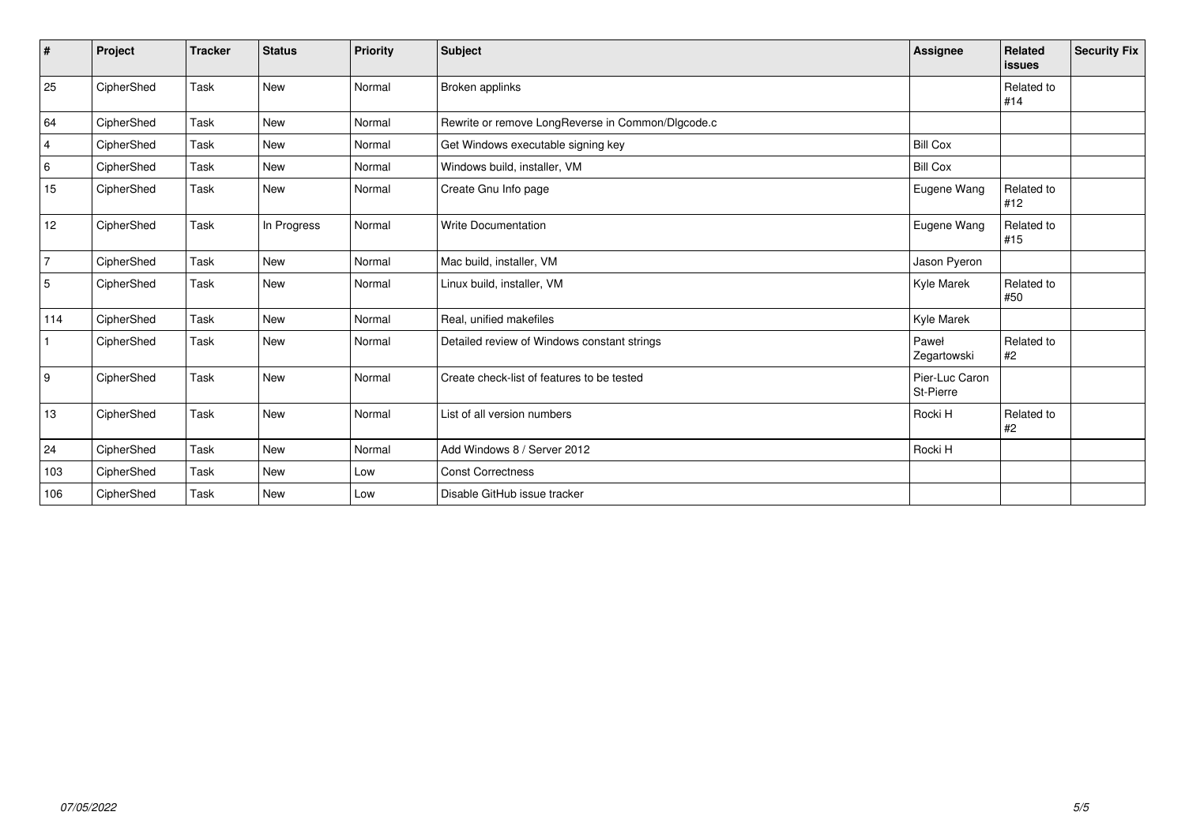| # | Project | Tracker | Status | Priority | Subject | Assignee | Related issues | Security Fix |
|---|---|---|---|---|---|---|---|---|
| 25 | CipherShed | Task | New | Normal | Broken applinks | | Related to #14 | |
| 64 | CipherShed | Task | New | Normal | Rewrite or remove LongReverse in Common/Dlgcode.c | | | |
| 4 | CipherShed | Task | New | Normal | Get Windows executable signing key | Bill Cox | | |
| 6 | CipherShed | Task | New | Normal | Windows build, installer, VM | Bill Cox | | |
| 15 | CipherShed | Task | New | Normal | Create Gnu Info page | Eugene Wang | Related to #12 | |
| 12 | CipherShed | Task | In Progress | Normal | Write Documentation | Eugene Wang | Related to #15 | |
| 7 | CipherShed | Task | New | Normal | Mac build, installer, VM | Jason Pyeron | | |
| 5 | CipherShed | Task | New | Normal | Linux build, installer, VM | Kyle Marek | Related to #50 | |
| 114 | CipherShed | Task | New | Normal | Real, unified makefiles | Kyle Marek | | |
| 1 | CipherShed | Task | New | Normal | Detailed review of Windows constant strings | Paweł Zegartowski | Related to #2 | |
| 9 | CipherShed | Task | New | Normal | Create check-list of features to be tested | Pier-Luc Caron St-Pierre | | |
| 13 | CipherShed | Task | New | Normal | List of all version numbers | Rocki H | Related to #2 | |
| 24 | CipherShed | Task | New | Normal | Add Windows 8 / Server 2012 | Rocki H | | |
| 103 | CipherShed | Task | New | Low | Const Correctness | | | |
| 106 | CipherShed | Task | New | Low | Disable GitHub issue tracker | | | |